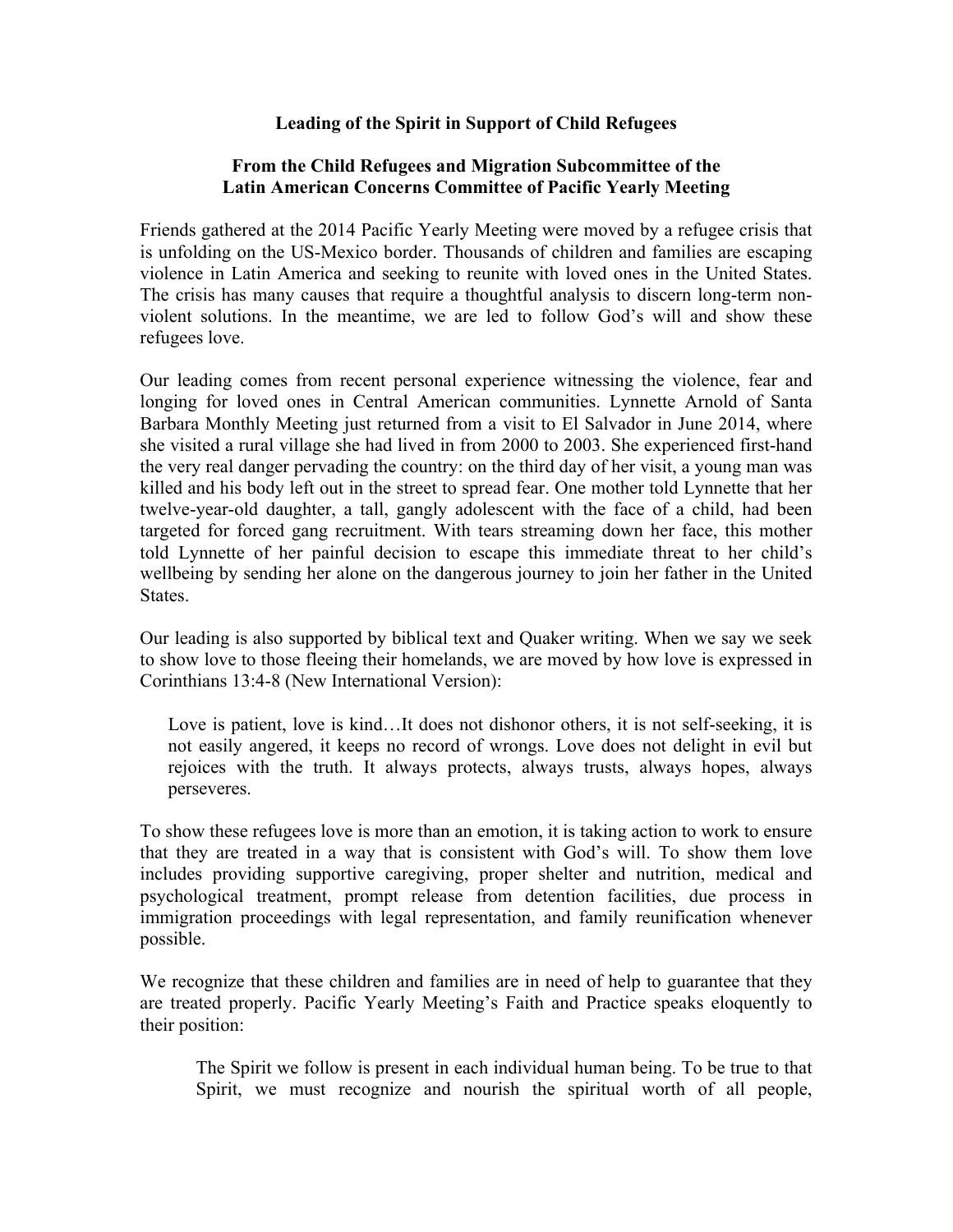## Leading of the Spirit in Support of Child Refugees

### From the Child Refugees and Migration Subcommittee of the Latin American Concerns Committee of Pacific Yearly Meeting

Friends gathered at the 2014 Pacific Yearly Meeting were moved by a refugee crisis that is unfolding on the US-Mexico border. Thousands of children and families are escaping violence in Latin America and seeking to reunite with loved ones in the United States. The crisis has many causes that require a thoughtful analysis to discern long-term non-violent solutions. In the meantime, we are led to follow God's will and show these refugees love.

Our leading comes from recent personal experience witnessing the violence, fear and longing for loved ones in Central American communities. Lynnette Arnold of Santa Barbara Monthly Meeting just returned from a visit to El Salvador in June 2014, where she visited a rural village she had lived in from 2000 to 2003. She experienced first-hand the very real danger pervading the country: on the third day of her visit, a young man was killed and his body left out in the street to spread fear. One mother told Lynnette that her twelve-year-old daughter, a tall, gangly adolescent with the face of a child, had been targeted for forced gang recruitment. With tears streaming down her face, this mother told Lynnette of her painful decision to escape this immediate threat to her child's wellbeing by sending her alone on the dangerous journey to join her father in the United States.

Our leading is also supported by biblical text and Quaker writing. When we say we seek to show love to those fleeing their homelands, we are moved by how love is expressed in Corinthians 13:4-8 (New International Version):

> Love is patient, love is kind…It does not dishonor others, it is not self-seeking, it is not easily angered, it keeps no record of wrongs. Love does not delight in evil but rejoices with the truth. It always protects, always trusts, always hopes, always perseveres.

To show these refugees love is more than an emotion, it is taking action to work to ensure that they are treated in a way that is consistent with God's will. To show them love includes providing supportive caregiving, proper shelter and nutrition, medical and psychological treatment, prompt release from detention facilities, due process in immigration proceedings with legal representation, and family reunification whenever possible.

We recognize that these children and families are in need of help to guarantee that they are treated properly. Pacific Yearly Meeting's Faith and Practice speaks eloquently to their position:

> The Spirit we follow is present in each individual human being. To be true to that Spirit, we must recognize and nourish the spiritual worth of all people,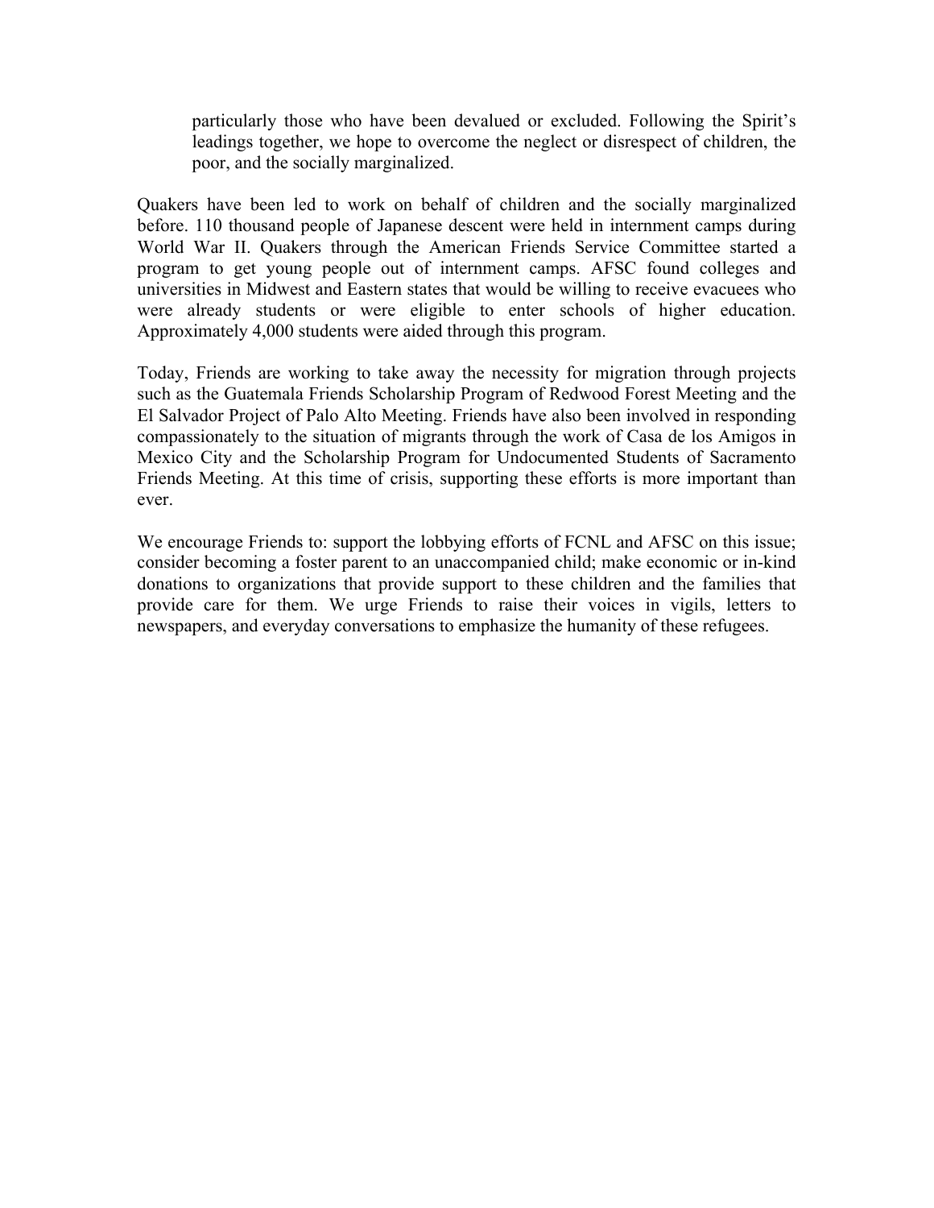> particularly those who have been devalued or excluded. Following the Spirit's leadings together, we hope to overcome the neglect or disrespect of children, the poor, and the socially marginalized.

Quakers have been led to work on behalf of children and the socially marginalized before. 110 thousand people of Japanese descent were held in internment camps during World War II. Quakers through the American Friends Service Committee started a program to get young people out of internment camps. AFSC found colleges and universities in Midwest and Eastern states that would be willing to receive evacuees who were already students or were eligible to enter schools of higher education. Approximately 4,000 students were aided through this program.

Today, Friends are working to take away the necessity for migration through projects such as the Guatemala Friends Scholarship Program of Redwood Forest Meeting and the El Salvador Project of Palo Alto Meeting. Friends have also been involved in responding compassionately to the situation of migrants through the work of Casa de los Amigos in Mexico City and the Scholarship Program for Undocumented Students of Sacramento Friends Meeting. At this time of crisis, supporting these efforts is more important than ever.

We encourage Friends to: support the lobbying efforts of FCNL and AFSC on this issue; consider becoming a foster parent to an unaccompanied child; make economic or in-kind donations to organizations that provide support to these children and the families that provide care for them. We urge Friends to raise their voices in vigils, letters to newspapers, and everyday conversations to emphasize the humanity of these refugees.